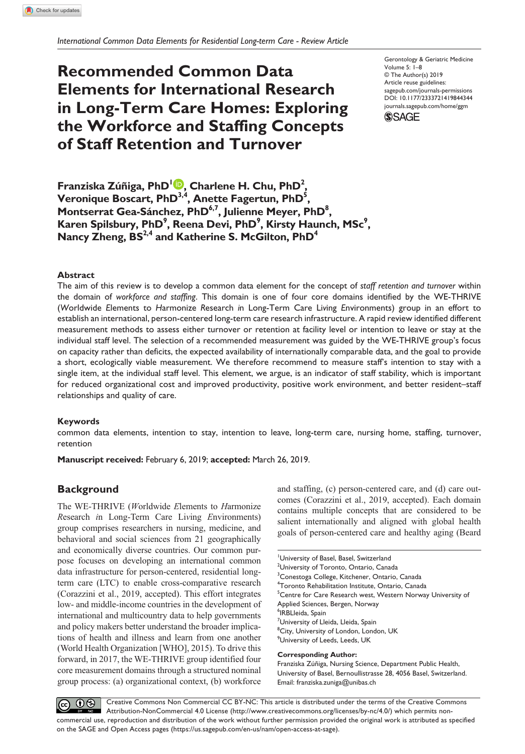*International Common Data Elements for Residential Long-term Care - Review Article*

# Recommended Common Data Elements for International Research in Long-Term Care Homes: Exploring the Workforce and Staffing Concepts of Staff Retention and Turnover

Gerontology & Geriatric Medicine
Volume 5: 1–8
© The Author(s) 2019
Article reuse guidelines:
sagepub.com/journals-permissions
DOI: 10.1177/2333721419844344
journals.sagepub.com/home/ggm

**Franziska Zúñiga, PhD[1], Charlene H. Chu, PhD[2], Veronique Boscart, PhD[3,4], Anette Fagertun, PhD[5], Montserrat Gea-Sánchez, PhD[6,7], Julienne Meyer, PhD[8], Karen Spilsbury, PhD[9], Reena Devi, PhD[9], Kirsty Haunch, MSc[9], Nancy Zheng, BS[2,4] and Katherine S. McGilton, PhD[4]**

## Abstract

The aim of this review is to develop a common data element for the concept of *staff retention and turnover* within the domain of *workforce and staffing*. This domain is one of four core domains identified by the WE-THRIVE (*W*orldwide *E*lements to *H*armonize *R*esearch *i*n Long-Term Care Li*v*ing *E*nvironments) group in an effort to establish an international, person-centered long-term care research infrastructure. A rapid review identified different measurement methods to assess either turnover or retention at facility level or intention to leave or stay at the individual staff level. The selection of a recommended measurement was guided by the WE-THRIVE group's focus on capacity rather than deficits, the expected availability of internationally comparable data, and the goal to provide a short, ecologically viable measurement. We therefore recommend to measure staff's intention to stay with a single item, at the individual staff level. This element, we argue, is an indicator of staff stability, which is important for reduced organizational cost and improved productivity, positive work environment, and better resident–staff relationships and quality of care.

### Keywords

common data elements, intention to stay, intention to leave, long-term care, nursing home, staffing, turnover, retention

**Manuscript received:** February 6, 2019; **accepted:** March 26, 2019.

## Background

The WE-THRIVE (*W*orldwide *E*lements to *H*armonize *R*esearch *i*n Long-Term Care Li*v*ing *E*nvironments) group comprises researchers in nursing, medicine, and behavioral and social sciences from 21 geographically and economically diverse countries. Our common purpose focuses on developing an international common data infrastructure for person-centered, residential long-term care (LTC) to enable cross-comparative research (Corazzini et al., 2019, accepted). This effort integrates low- and middle-income countries in the development of international and multicountry data to help governments and policy makers better understand the broader implications of health and illness and learn from one another (World Health Organization [WHO], 2015). To drive this forward, in 2017, the WE-THRIVE group identified four core measurement domains through a structured nominal group process: (a) organizational context, (b) workforce and staffing, (c) person-centered care, and (d) care outcomes (Corazzini et al., 2019, accepted). Each domain contains multiple concepts that are considered to be salient internationally and aligned with global health goals of person-centered care and healthy aging (Beard

[1]University of Basel, Basel, Switzerland
[2]University of Toronto, Ontario, Canada
[3]Conestoga College, Kitchener, Ontario, Canada
[4]Toronto Rehabilitation Institute, Ontario, Canada
[5]Centre for Care Research west, Western Norway University of Applied Sciences, Bergen, Norway
[6]IRBLleida, Spain
[7]University of Lleida, Lleida, Spain
[8]City, University of London, London, UK
[9]University of Leeds, Leeds, UK

**Corresponding Author:**
Franziska Zúñiga, Nursing Science, Department Public Health, University of Basel, Bernoullistrasse 28, 4056 Basel, Switzerland.
Email: franziska.zuniga@unibas.ch

Creative Commons Non Commercial CC BY-NC: This article is distributed under the terms of the Creative Commons Attribution-NonCommercial 4.0 License (http://www.creativecommons.org/licenses/by-nc/4.0/) which permits non-commercial use, reproduction and distribution of the work without further permission provided the original work is attributed as specified on the SAGE and Open Access pages (https://us.sagepub.com/en-us/nam/open-access-at-sage).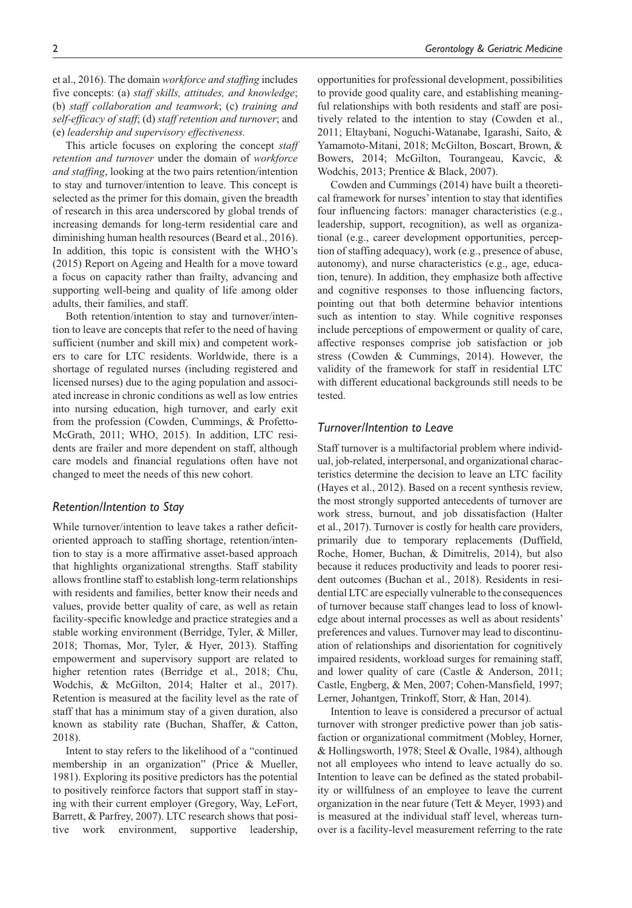et al., 2016). The domain *workforce and staffing* includes five concepts: (a) *staff skills, attitudes, and knowledge*; (b) *staff collaboration and teamwork*; (c) *training and self-efficacy of staff*; (d) *staff retention and turnover*; and (e) *leadership and supervisory effectiveness.*

This article focuses on exploring the concept *staff retention and turnover* under the domain of *workforce and staffing*, looking at the two pairs retention/intention to stay and turnover/intention to leave. This concept is selected as the primer for this domain, given the breadth of research in this area underscored by global trends of increasing demands for long-term residential care and diminishing human health resources (Beard et al., 2016). In addition, this topic is consistent with the WHO's (2015) Report on Ageing and Health for a move toward a focus on capacity rather than frailty, advancing and supporting well-being and quality of life among older adults, their families, and staff.

Both retention/intention to stay and turnover/intention to leave are concepts that refer to the need of having sufficient (number and skill mix) and competent workers to care for LTC residents. Worldwide, there is a shortage of regulated nurses (including registered and licensed nurses) due to the aging population and associated increase in chronic conditions as well as low entries into nursing education, high turnover, and early exit from the profession (Cowden, Cummings, & Profetto-McGrath, 2011; WHO, 2015). In addition, LTC residents are frailer and more dependent on staff, although care models and financial regulations often have not changed to meet the needs of this new cohort.

## *Retention/Intention to Stay*

While turnover/intention to leave takes a rather deficit-oriented approach to staffing shortage, retention/intention to stay is a more affirmative asset-based approach that highlights organizational strengths. Staff stability allows frontline staff to establish long-term relationships with residents and families, better know their needs and values, provide better quality of care, as well as retain facility-specific knowledge and practice strategies and a stable working environment (Berridge, Tyler, & Miller, 2018; Thomas, Mor, Tyler, & Hyer, 2013). Staffing empowerment and supervisory support are related to higher retention rates (Berridge et al., 2018; Chu, Wodchis, & McGilton, 2014; Halter et al., 2017). Retention is measured at the facility level as the rate of staff that has a minimum stay of a given duration, also known as stability rate (Buchan, Shaffer, & Catton, 2018).

Intent to stay refers to the likelihood of a "continued membership in an organization" (Price & Mueller, 1981). Exploring its positive predictors has the potential to positively reinforce factors that support staff in staying with their current employer (Gregory, Way, LeFort, Barrett, & Parfrey, 2007). LTC research shows that positive work environment, supportive leadership, opportunities for professional development, possibilities to provide good quality care, and establishing meaningful relationships with both residents and staff are positively related to the intention to stay (Cowden et al., 2011; Eltaybani, Noguchi-Watanabe, Igarashi, Saito, & Yamamoto-Mitani, 2018; McGilton, Boscart, Brown, & Bowers, 2014; McGilton, Tourangeau, Kavcic, & Wodchis, 2013; Prentice & Black, 2007).

Cowden and Cummings (2014) have built a theoretical framework for nurses' intention to stay that identifies four influencing factors: manager characteristics (e.g., leadership, support, recognition), as well as organizational (e.g., career development opportunities, perception of staffing adequacy), work (e.g., presence of abuse, autonomy), and nurse characteristics (e.g., age, education, tenure). In addition, they emphasize both affective and cognitive responses to those influencing factors, pointing out that both determine behavior intentions such as intention to stay. While cognitive responses include perceptions of empowerment or quality of care, affective responses comprise job satisfaction or job stress (Cowden & Cummings, 2014). However, the validity of the framework for staff in residential LTC with different educational backgrounds still needs to be tested.

## *Turnover/Intention to Leave*

Staff turnover is a multifactorial problem where individual, job-related, interpersonal, and organizational characteristics determine the decision to leave an LTC facility (Hayes et al., 2012). Based on a recent synthesis review, the most strongly supported antecedents of turnover are work stress, burnout, and job dissatisfaction (Halter et al., 2017). Turnover is costly for health care providers, primarily due to temporary replacements (Duffield, Roche, Homer, Buchan, & Dimitrelis, 2014), but also because it reduces productivity and leads to poorer resident outcomes (Buchan et al., 2018). Residents in residential LTC are especially vulnerable to the consequences of turnover because staff changes lead to loss of knowledge about internal processes as well as about residents' preferences and values. Turnover may lead to discontinuation of relationships and disorientation for cognitively impaired residents, workload surges for remaining staff, and lower quality of care (Castle & Anderson, 2011; Castle, Engberg, & Men, 2007; Cohen-Mansfield, 1997; Lerner, Johantgen, Trinkoff, Storr, & Han, 2014).

Intention to leave is considered a precursor of actual turnover with stronger predictive power than job satisfaction or organizational commitment (Mobley, Horner, & Hollingsworth, 1978; Steel & Ovalle, 1984), although not all employees who intend to leave actually do so. Intention to leave can be defined as the stated probability or willfulness of an employee to leave the current organization in the near future (Tett & Meyer, 1993) and is measured at the individual staff level, whereas turnover is a facility-level measurement referring to the rate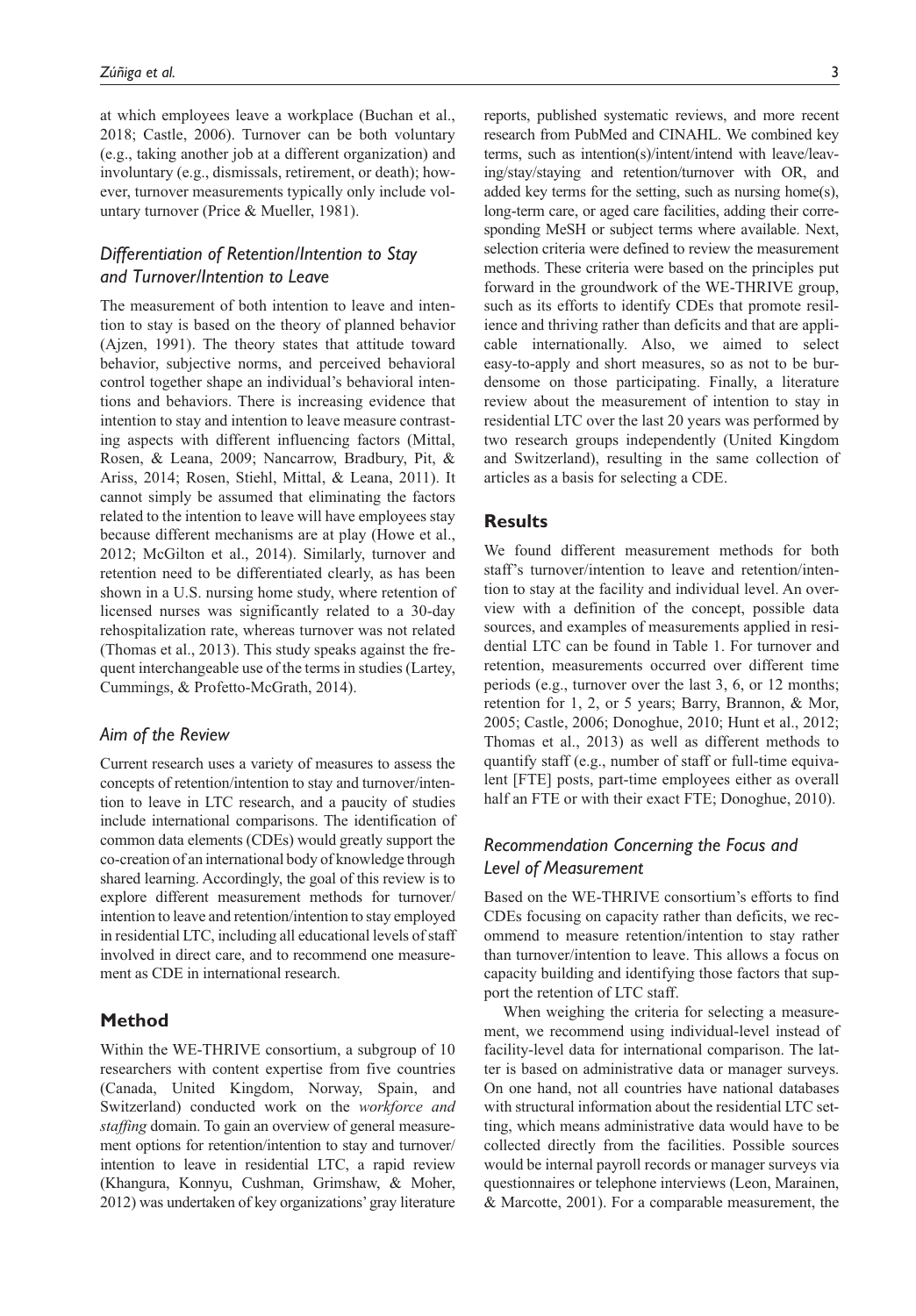at which employees leave a workplace (Buchan et al., 2018; Castle, 2006). Turnover can be both voluntary (e.g., taking another job at a different organization) and involuntary (e.g., dismissals, retirement, or death); however, turnover measurements typically only include voluntary turnover (Price & Mueller, 1981).

### *Differentiation of Retention/Intention to Stay and Turnover/Intention to Leave*

The measurement of both intention to leave and intention to stay is based on the theory of planned behavior (Ajzen, 1991). The theory states that attitude toward behavior, subjective norms, and perceived behavioral control together shape an individual's behavioral intentions and behaviors. There is increasing evidence that intention to stay and intention to leave measure contrasting aspects with different influencing factors (Mittal, Rosen, & Leana, 2009; Nancarrow, Bradbury, Pit, & Ariss, 2014; Rosen, Stiehl, Mittal, & Leana, 2011). It cannot simply be assumed that eliminating the factors related to the intention to leave will have employees stay because different mechanisms are at play (Howe et al., 2012; McGilton et al., 2014). Similarly, turnover and retention need to be differentiated clearly, as has been shown in a U.S. nursing home study, where retention of licensed nurses was significantly related to a 30-day rehospitalization rate, whereas turnover was not related (Thomas et al., 2013). This study speaks against the frequent interchangeable use of the terms in studies (Lartey, Cummings, & Profetto-McGrath, 2014).

### *Aim of the Review*

Current research uses a variety of measures to assess the concepts of retention/intention to stay and turnover/intention to leave in LTC research, and a paucity of studies include international comparisons. The identification of common data elements (CDEs) would greatly support the co-creation of an international body of knowledge through shared learning. Accordingly, the goal of this review is to explore different measurement methods for turnover/intention to leave and retention/intention to stay employed in residential LTC, including all educational levels of staff involved in direct care, and to recommend one measurement as CDE in international research.

## Method

Within the WE-THRIVE consortium, a subgroup of 10 researchers with content expertise from five countries (Canada, United Kingdom, Norway, Spain, and Switzerland) conducted work on the *workforce and staffing* domain. To gain an overview of general measurement options for retention/intention to stay and turnover/intention to leave in residential LTC, a rapid review (Khangura, Konnyu, Cushman, Grimshaw, & Moher, 2012) was undertaken of key organizations' gray literature reports, published systematic reviews, and more recent research from PubMed and CINAHL. We combined key terms, such as intention(s)/intent/intend with leave/leaving/stay/staying and retention/turnover with OR, and added key terms for the setting, such as nursing home(s), long-term care, or aged care facilities, adding their corresponding MeSH or subject terms where available. Next, selection criteria were defined to review the measurement methods. These criteria were based on the principles put forward in the groundwork of the WE-THRIVE group, such as its efforts to identify CDEs that promote resilience and thriving rather than deficits and that are applicable internationally. Also, we aimed to select easy-to-apply and short measures, so as not to be burdensome on those participating. Finally, a literature review about the measurement of intention to stay in residential LTC over the last 20 years was performed by two research groups independently (United Kingdom and Switzerland), resulting in the same collection of articles as a basis for selecting a CDE.

## Results

We found different measurement methods for both staff's turnover/intention to leave and retention/intention to stay at the facility and individual level. An overview with a definition of the concept, possible data sources, and examples of measurements applied in residential LTC can be found in Table 1. For turnover and retention, measurements occurred over different time periods (e.g., turnover over the last 3, 6, or 12 months; retention for 1, 2, or 5 years; Barry, Brannon, & Mor, 2005; Castle, 2006; Donoghue, 2010; Hunt et al., 2012; Thomas et al., 2013) as well as different methods to quantify staff (e.g., number of staff or full-time equivalent [FTE] posts, part-time employees either as overall half an FTE or with their exact FTE; Donoghue, 2010).

### *Recommendation Concerning the Focus and Level of Measurement*

Based on the WE-THRIVE consortium's efforts to find CDEs focusing on capacity rather than deficits, we recommend to measure retention/intention to stay rather than turnover/intention to leave. This allows a focus on capacity building and identifying those factors that support the retention of LTC staff.

When weighing the criteria for selecting a measurement, we recommend using individual-level instead of facility-level data for international comparison. The latter is based on administrative data or manager surveys. On one hand, not all countries have national databases with structural information about the residential LTC setting, which means administrative data would have to be collected directly from the facilities. Possible sources would be internal payroll records or manager surveys via questionnaires or telephone interviews (Leon, Marainen, & Marcotte, 2001). For a comparable measurement, the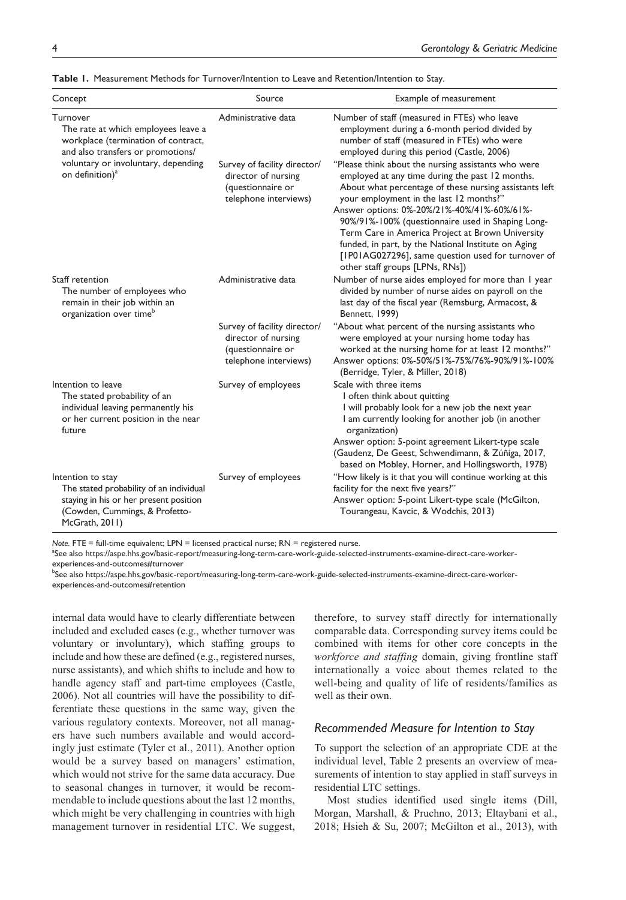**Table 1.** Measurement Methods for Turnover/Intention to Leave and Retention/Intention to Stay.

| Concept | Source | Example of measurement |
|---|---|---|
| Turnover<br>The rate at which employees leave a workplace (termination of contract, and also transfers or promotions/ voluntary or involuntary, depending on definition)[a] | Administrative data | Number of staff (measured in FTEs) who leave employment during a 6-month period divided by number of staff (measured in FTEs) who were employed during this period (Castle, 2006) |
| | Survey of facility director/ director of nursing (questionnaire or telephone interviews) | "Please think about the nursing assistants who were employed at any time during the past 12 months. About what percentage of these nursing assistants left your employment in the last 12 months?"<br>Answer options: 0%-20%/21%-40%/41%-60%/61%-90%/91%-100% (questionnaire used in Shaping Long-Term Care in America Project at Brown University funded, in part, by the National Institute on Aging [1P01AG027296], same question used for turnover of other staff groups [LPNs, RNs]) |
| Staff retention<br>The number of employees who remain in their job within an organization over time[b] | Administrative data | Number of nurse aides employed for more than 1 year divided by number of nurse aides on payroll on the last day of the fiscal year (Remsburg, Armacost, & Bennett, 1999) |
| | Survey of facility director/ director of nursing (questionnaire or telephone interviews) | "About what percent of the nursing assistants who were employed at your nursing home today has worked at the nursing home for at least 12 months?"<br>Answer options: 0%-50%/51%-75%/76%-90%/91%-100% (Berridge, Tyler, & Miller, 2018) |
| Intention to leave<br>The stated probability of an individual leaving permanently his or her current position in the near future | Survey of employees | Scale with three items<br>I often think about quitting<br>I will probably look for a new job the next year<br>I am currently looking for another job (in another organization)<br>Answer option: 5-point agreement Likert-type scale (Gaudenz, De Geest, Schwendimann, & Zúñiga, 2017, based on Mobley, Horner, and Hollingsworth, 1978) |
| Intention to stay<br>The stated probability of an individual staying in his or her present position (Cowden, Cummings, & Profetto-McGrath, 2011) | Survey of employees | "How likely is it that you will continue working at this facility for the next five years?"<br>Answer option: 5-point Likert-type scale (McGilton, Tourangeau, Kavcic, & Wodchis, 2013) |

*Note.* FTE = full-time equivalent; LPN = licensed practical nurse; RN = registered nurse.
[a]See also https://aspe.hhs.gov/basic-report/measuring-long-term-care-work-guide-selected-instruments-examine-direct-care-worker-experiences-and-outcomes#turnover
[b]See also https://aspe.hhs.gov/basic-report/measuring-long-term-care-work-guide-selected-instruments-examine-direct-care-worker-experiences-and-outcomes#retention

internal data would have to clearly differentiate between included and excluded cases (e.g., whether turnover was voluntary or involuntary), which staffing groups to include and how these are defined (e.g., registered nurses, nurse assistants), and which shifts to include and how to handle agency staff and part-time employees (Castle, 2006). Not all countries will have the possibility to differentiate these questions in the same way, given the various regulatory contexts. Moreover, not all managers have such numbers available and would accordingly just estimate (Tyler et al., 2011). Another option would be a survey based on managers' estimation, which would not strive for the same data accuracy. Due to seasonal changes in turnover, it would be recommendable to include questions about the last 12 months, which might be very challenging in countries with high management turnover in residential LTC. We suggest, therefore, to survey staff directly for internationally comparable data. Corresponding survey items could be combined with items for other core concepts in the *workforce and staffing* domain, giving frontline staff internationally a voice about themes related to the well-being and quality of life of residents/families as well as their own.

### *Recommended Measure for Intention to Stay*

To support the selection of an appropriate CDE at the individual level, Table 2 presents an overview of measurements of intention to stay applied in staff surveys in residential LTC settings.

Most studies identified used single items (Dill, Morgan, Marshall, & Pruchno, 2013; Eltaybani et al., 2018; Hsieh & Su, 2007; McGilton et al., 2013), with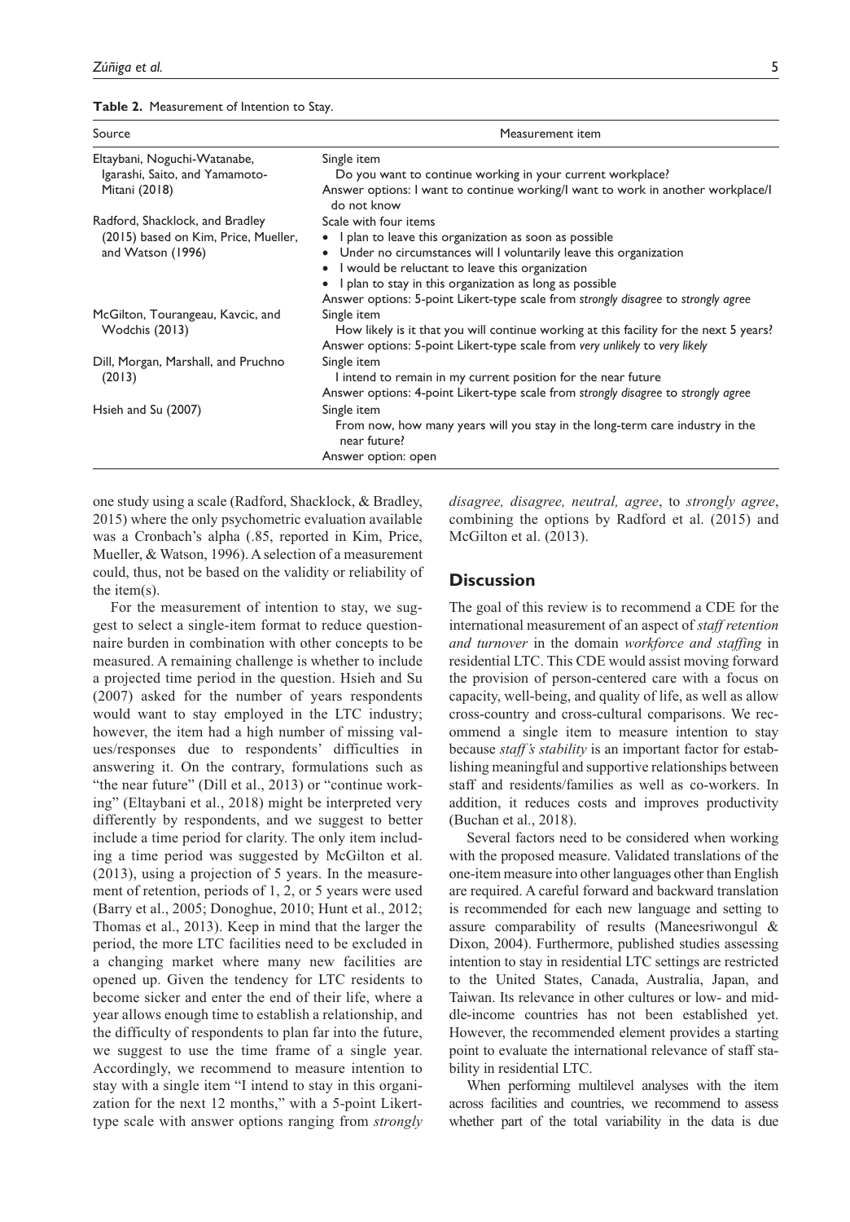**Table 2.** Measurement of Intention to Stay.

| Source | Measurement item |
|---|---|
| Eltaybani, Noguchi-Watanabe, Igarashi, Saito, and Yamamoto-Mitani (2018) | Single item<br>Do you want to continue working in your current workplace?<br>Answer options: I want to continue working/I want to work in another workplace/I do not know |
| Radford, Shacklock, and Bradley (2015) based on Kim, Price, Mueller, and Watson (1996) | Scale with four items<br>• I plan to leave this organization as soon as possible<br>• Under no circumstances will I voluntarily leave this organization<br>• I would be reluctant to leave this organization<br>• I plan to stay in this organization as long as possible<br>Answer options: 5-point Likert-type scale from *strongly disagree* to *strongly agree* |
| McGilton, Tourangeau, Kavcic, and Wodchis (2013) | Single item<br>How likely is it that you will continue working at this facility for the next 5 years?<br>Answer options: 5-point Likert-type scale from *very unlikely* to *very likely* |
| Dill, Morgan, Marshall, and Pruchno (2013) | Single item<br>I intend to remain in my current position for the near future<br>Answer options: 4-point Likert-type scale from *strongly disagree* to *strongly agree* |
| Hsieh and Su (2007) | Single item<br>From now, how many years will you stay in the long-term care industry in the near future?<br>Answer option: open |

one study using a scale (Radford, Shacklock, & Bradley, 2015) where the only psychometric evaluation available was a Cronbach's alpha (.85, reported in Kim, Price, Mueller, & Watson, 1996). A selection of a measurement could, thus, not be based on the validity or reliability of the item(s).

For the measurement of intention to stay, we suggest to select a single-item format to reduce questionnaire burden in combination with other concepts to be measured. A remaining challenge is whether to include a projected time period in the question. Hsieh and Su (2007) asked for the number of years respondents would want to stay employed in the LTC industry; however, the item had a high number of missing values/responses due to respondents' difficulties in answering it. On the contrary, formulations such as "the near future" (Dill et al., 2013) or "continue working" (Eltaybani et al., 2018) might be interpreted very differently by respondents, and we suggest to better include a time period for clarity. The only item including a time period was suggested by McGilton et al. (2013), using a projection of 5 years. In the measurement of retention, periods of 1, 2, or 5 years were used (Barry et al., 2005; Donoghue, 2010; Hunt et al., 2012; Thomas et al., 2013). Keep in mind that the larger the period, the more LTC facilities need to be excluded in a changing market where many new facilities are opened up. Given the tendency for LTC residents to become sicker and enter the end of their life, where a year allows enough time to establish a relationship, and the difficulty of respondents to plan far into the future, we suggest to use the time frame of a single year. Accordingly, we recommend to measure intention to stay with a single item "I intend to stay in this organization for the next 12 months," with a 5-point Likert-type scale with answer options ranging from *strongly disagree, disagree, neutral, agree*, to *strongly agree*, combining the options by Radford et al. (2015) and McGilton et al. (2013).

## Discussion

The goal of this review is to recommend a CDE for the international measurement of an aspect of *staff retention and turnover* in the domain *workforce and staffing* in residential LTC. This CDE would assist moving forward the provision of person-centered care with a focus on capacity, well-being, and quality of life, as well as allow cross-country and cross-cultural comparisons. We recommend a single item to measure intention to stay because *staff's stability* is an important factor for establishing meaningful and supportive relationships between staff and residents/families as well as co-workers. In addition, it reduces costs and improves productivity (Buchan et al., 2018).

Several factors need to be considered when working with the proposed measure. Validated translations of the one-item measure into other languages other than English are required. A careful forward and backward translation is recommended for each new language and setting to assure comparability of results (Maneesriwongul & Dixon, 2004). Furthermore, published studies assessing intention to stay in residential LTC settings are restricted to the United States, Canada, Australia, Japan, and Taiwan. Its relevance in other cultures or low- and middle-income countries has not been established yet. However, the recommended element provides a starting point to evaluate the international relevance of staff stability in residential LTC.

When performing multilevel analyses with the item across facilities and countries, we recommend to assess whether part of the total variability in the data is due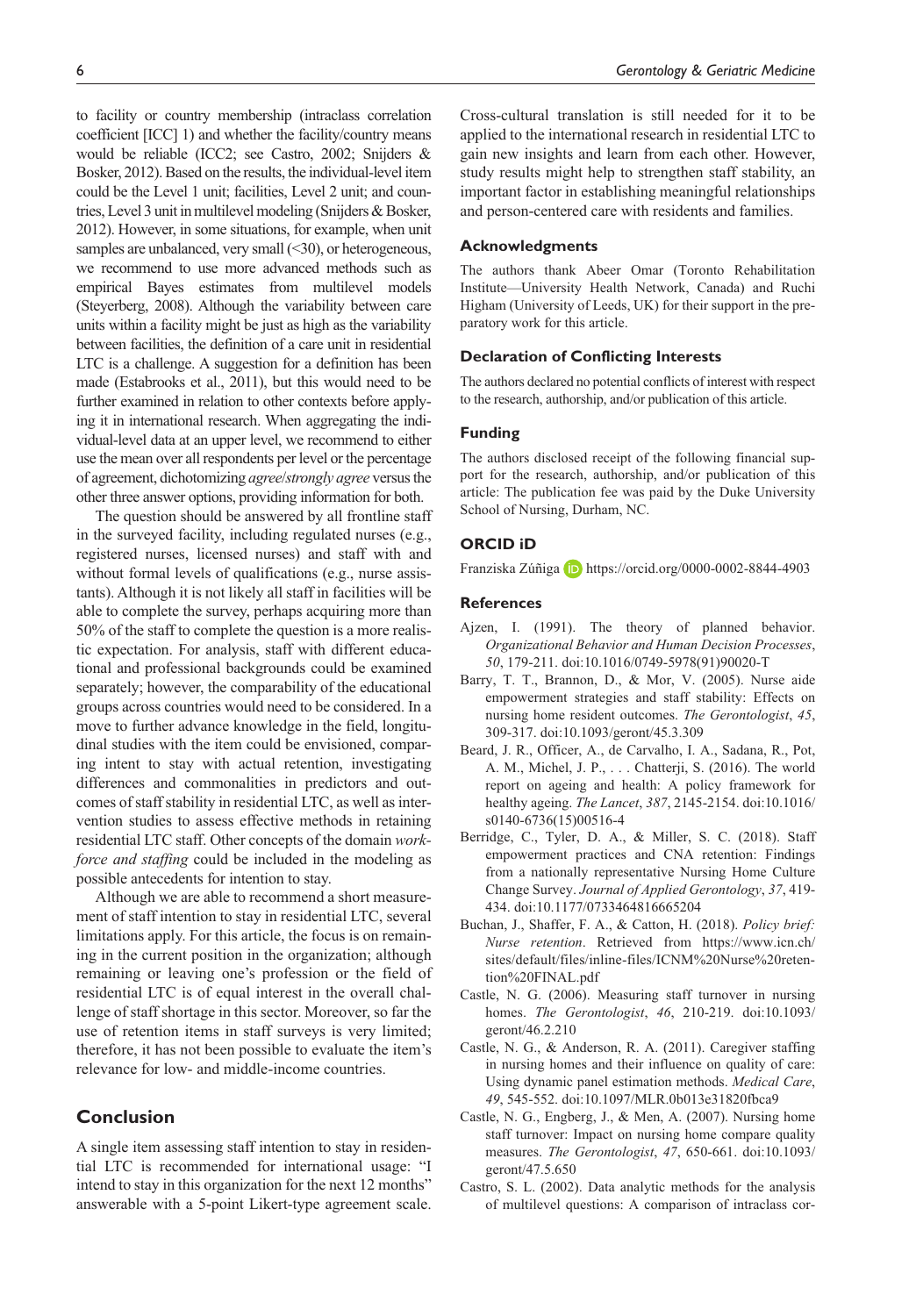to facility or country membership (intraclass correlation coefficient [ICC] 1) and whether the facility/country means would be reliable (ICC2; see Castro, 2002; Snijders & Bosker, 2012). Based on the results, the individual-level item could be the Level 1 unit; facilities, Level 2 unit; and countries, Level 3 unit in multilevel modeling (Snijders & Bosker, 2012). However, in some situations, for example, when unit samples are unbalanced, very small (<30), or heterogeneous, we recommend to use more advanced methods such as empirical Bayes estimates from multilevel models (Steyerberg, 2008). Although the variability between care units within a facility might be just as high as the variability between facilities, the definition of a care unit in residential LTC is a challenge. A suggestion for a definition has been made (Estabrooks et al., 2011), but this would need to be further examined in relation to other contexts before applying it in international research. When aggregating the individual-level data at an upper level, we recommend to either use the mean over all respondents per level or the percentage of agreement, dichotomizing *agree*/*strongly agree* versus the other three answer options, providing information for both.

The question should be answered by all frontline staff in the surveyed facility, including regulated nurses (e.g., registered nurses, licensed nurses) and staff with and without formal levels of qualifications (e.g., nurse assistants). Although it is not likely all staff in facilities will be able to complete the survey, perhaps acquiring more than 50% of the staff to complete the question is a more realistic expectation. For analysis, staff with different educational and professional backgrounds could be examined separately; however, the comparability of the educational groups across countries would need to be considered. In a move to further advance knowledge in the field, longitudinal studies with the item could be envisioned, comparing intent to stay with actual retention, investigating differences and commonalities in predictors and outcomes of staff stability in residential LTC, as well as intervention studies to assess effective methods in retaining residential LTC staff. Other concepts of the domain *workforce and staffing* could be included in the modeling as possible antecedents for intention to stay.

Although we are able to recommend a short measurement of staff intention to stay in residential LTC, several limitations apply. For this article, the focus is on remaining in the current position in the organization; although remaining or leaving one's profession or the field of residential LTC is of equal interest in the overall challenge of staff shortage in this sector. Moreover, so far the use of retention items in staff surveys is very limited; therefore, it has not been possible to evaluate the item's relevance for low- and middle-income countries.

## Conclusion

A single item assessing staff intention to stay in residential LTC is recommended for international usage: "I intend to stay in this organization for the next 12 months" answerable with a 5-point Likert-type agreement scale. Cross-cultural translation is still needed for it to be applied to the international research in residential LTC to gain new insights and learn from each other. However, study results might help to strengthen staff stability, an important factor in establishing meaningful relationships and person-centered care with residents and families.

### Acknowledgments

The authors thank Abeer Omar (Toronto Rehabilitation Institute—University Health Network, Canada) and Ruchi Higham (University of Leeds, UK) for their support in the preparatory work for this article.

### Declaration of Conflicting Interests

The authors declared no potential conflicts of interest with respect to the research, authorship, and/or publication of this article.

### Funding

The authors disclosed receipt of the following financial support for the research, authorship, and/or publication of this article: The publication fee was paid by the Duke University School of Nursing, Durham, NC.

### ORCID iD

Franziska Zúñiga https://orcid.org/0000-0002-8844-4903

### References

Ajzen, I. (1991). The theory of planned behavior. *Organizational Behavior and Human Decision Processes*, *50*, 179-211. doi:10.1016/0749-5978(91)90020-T

Barry, T. T., Brannon, D., & Mor, V. (2005). Nurse aide empowerment strategies and staff stability: Effects on nursing home resident outcomes. *The Gerontologist*, *45*, 309-317. doi:10.1093/geront/45.3.309

Beard, J. R., Officer, A., de Carvalho, I. A., Sadana, R., Pot, A. M., Michel, J. P., . . . Chatterji, S. (2016). The world report on ageing and health: A policy framework for healthy ageing. *The Lancet*, *387*, 2145-2154. doi:10.1016/s0140-6736(15)00516-4

Berridge, C., Tyler, D. A., & Miller, S. C. (2018). Staff empowerment practices and CNA retention: Findings from a nationally representative Nursing Home Culture Change Survey. *Journal of Applied Gerontology*, *37*, 419-434. doi:10.1177/0733464816665204

Buchan, J., Shaffer, F. A., & Catton, H. (2018). *Policy brief: Nurse retention*. Retrieved from https://www.icn.ch/sites/default/files/inline-files/ICNM%20Nurse%20retention%20FINAL.pdf

Castle, N. G. (2006). Measuring staff turnover in nursing homes. *The Gerontologist*, *46*, 210-219. doi:10.1093/geront/46.2.210

Castle, N. G., & Anderson, R. A. (2011). Caregiver staffing in nursing homes and their influence on quality of care: Using dynamic panel estimation methods. *Medical Care*, *49*, 545-552. doi:10.1097/MLR.0b013e31820fbca9

Castle, N. G., Engberg, J., & Men, A. (2007). Nursing home staff turnover: Impact on nursing home compare quality measures. *The Gerontologist*, *47*, 650-661. doi:10.1093/geront/47.5.650

Castro, S. L. (2002). Data analytic methods for the analysis of multilevel questions: A comparison of intraclass cor-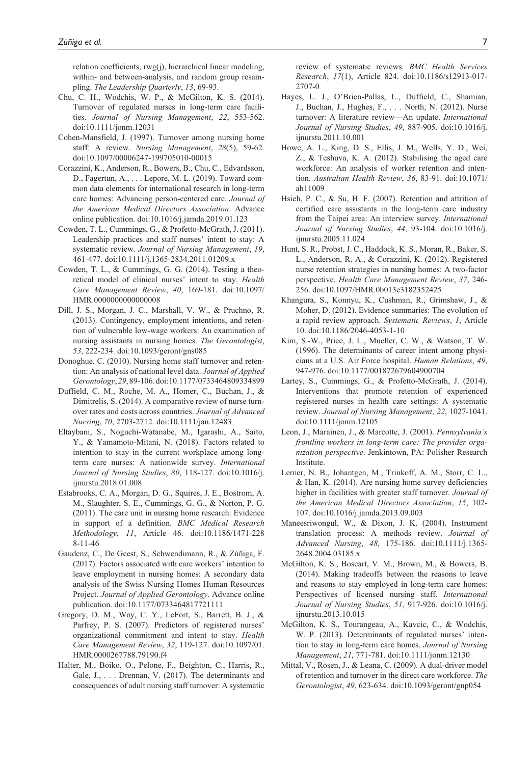relation coefficients, rwg(j), hierarchical linear modeling, within- and between-analysis, and random group resampling. *The Leadership Quarterly*, *13*, 69-93.

Chu, C. H., Wodchis, W. P., & McGilton, K. S. (2014). Turnover of regulated nurses in long-term care facilities. *Journal of Nursing Management*, *22*, 553-562. doi:10.1111/jonm.12031

Cohen-Mansfield, J. (1997). Turnover among nursing home staff: A review. *Nursing Management*, *28*(5), 59-62. doi:10.1097/00006247-199705010-00015

Corazzini, K., Anderson, R., Bowers, B., Chu, C., Edvardsson, D., Fagertun, A., . . . Lepore, M. L. (2019). Toward common data elements for international research in long-term care homes: Advancing person-centered care. *Journal of the American Medical Directors Association*. Advance online publication. doi:10.1016/j.jamda.2019.01.123

Cowden, T. L., Cummings, G., & Profetto-McGrath, J. (2011). Leadership practices and staff nurses' intent to stay: A systematic review. *Journal of Nursing Management*, *19*, 461-477. doi:10.1111/j.1365-2834.2011.01209.x

Cowden, T. L., & Cummings, G. G. (2014). Testing a theoretical model of clinical nurses' intent to stay. *Health Care Management Review*, *40*, 169-181. doi:10.1097/HMR.0000000000000008

Dill, J. S., Morgan, J. C., Marshall, V. W., & Pruchno, R. (2013). Contingency, employment intentions, and retention of vulnerable low-wage workers: An examination of nursing assistants in nursing homes. *The Gerontologist*, *53*, 222-234. doi:10.1093/geront/gns085

Donoghue, C. (2010). Nursing home staff turnover and retention: An analysis of national level data. *Journal of Applied Gerontology*, *29*, 89-106. doi:10.1177/0733464809334899

Duffield, C. M., Roche, M. A., Homer, C., Buchan, J., & Dimitrelis, S. (2014). A comparative review of nurse turnover rates and costs across countries. *Journal of Advanced Nursing*, *70*, 2703-2712. doi:10.1111/jan.12483

Eltaybani, S., Noguchi-Watanabe, M., Igarashi, A., Saito, Y., & Yamamoto-Mitani, N. (2018). Factors related to intention to stay in the current workplace among long-term care nurses: A nationwide survey. *International Journal of Nursing Studies*, *80*, 118-127. doi:10.1016/j.ijnurstu.2018.01.008

Estabrooks, C. A., Morgan, D. G., Squires, J. E., Bostrom, A. M., Slaughter, S. E., Cummings, G. G., & Norton, P. G. (2011). The care unit in nursing home research: Evidence in support of a definition. *BMC Medical Research Methodology*, *11*, Article 46. doi:10.1186/1471-2288-11-46

Gaudenz, C., De Geest, S., Schwendimann, R., & Zúñiga, F. (2017). Factors associated with care workers' intention to leave employment in nursing homes: A secondary data analysis of the Swiss Nursing Homes Human Resources Project. *Journal of Applied Gerontology*. Advance online publication. doi:10.1177/0733464817721111

Gregory, D. M., Way, C. Y., LeFort, S., Barrett, B. J., & Parfrey, P. S. (2007). Predictors of registered nurses' organizational commitment and intent to stay. *Health Care Management Review*, *32*, 119-127. doi:10.1097/01.HMR.0000267788.79190.f4

Halter, M., Boiko, O., Pelone, F., Beighton, C., Harris, R., Gale, J., . . . Drennan, V. (2017). The determinants and consequences of adult nursing staff turnover: A systematic review of systematic reviews. *BMC Health Services Research*, *17*(1), Article 824. doi:10.1186/s12913-017-2707-0

Hayes, L. J., O'Brien-Pallas, L., Duffield, C., Shamian, J., Buchan, J., Hughes, F., . . . North, N. (2012). Nurse turnover: A literature review—An update. *International Journal of Nursing Studies*, *49*, 887-905. doi:10.1016/j.ijnurstu.2011.10.001

Howe, A. L., King, D. S., Ellis, J. M., Wells, Y. D., Wei, Z., & Teshuva, K. A. (2012). Stabilising the aged care workforce: An analysis of worker retention and intention. *Australian Health Review*, *36*, 83-91. doi:10.1071/ah11009

Hsieh, P. C., & Su, H. F. (2007). Retention and attrition of certified care assistants in the long-term care industry from the Taipei area: An interview survey. *International Journal of Nursing Studies*, *44*, 93-104. doi:10.1016/j.ijnurstu.2005.11.024

Hunt, S. R., Probst, J. C., Haddock, K. S., Moran, R., Baker, S. L., Anderson, R. A., & Corazzini, K. (2012). Registered nurse retention strategies in nursing homes: A two-factor perspective. *Health Care Management Review*, *37*, 246-256. doi:10.1097/HMR.0b013e3182352425

Khangura, S., Konnyu, K., Cushman, R., Grimshaw, J., & Moher, D. (2012). Evidence summaries: The evolution of a rapid review approach. *Systematic Reviews*, *1*, Article 10. doi:10.1186/2046-4053-1-10

Kim, S.-W., Price, J. L., Mueller, C. W., & Watson, T. W. (1996). The determinants of career intent among physicians at a U.S. Air Force hospital. *Human Relations*, *49*, 947-976. doi:10.1177/001872679604900704

Lartey, S., Cummings, G., & Profetto-McGrath, J. (2014). Interventions that promote retention of experienced registered nurses in health care settings: A systematic review. *Journal of Nursing Management*, *22*, 1027-1041. doi:10.1111/jonm.12105

Leon, J., Marainen, J., & Marcotte, J. (2001). *Pennsylvania's frontline workers in long-term care: The provider organization perspective*. Jenkintown, PA: Polisher Research Institute.

Lerner, N. B., Johantgen, M., Trinkoff, A. M., Storr, C. L., & Han, K. (2014). Are nursing home survey deficiencies higher in facilities with greater staff turnover. *Journal of the American Medical Directors Association*, *15*, 102-107. doi:10.1016/j.jamda.2013.09.003

Maneesriwongul, W., & Dixon, J. K. (2004). Instrument translation process: A methods review. *Journal of Advanced Nursing*, *48*, 175-186. doi:10.1111/j.1365-2648.2004.03185.x

McGilton, K. S., Boscart, V. M., Brown, M., & Bowers, B. (2014). Making tradeoffs between the reasons to leave and reasons to stay employed in long-term care homes: Perspectives of licensed nursing staff. *International Journal of Nursing Studies*, *51*, 917-926. doi:10.1016/j.ijnurstu.2013.10.015

McGilton, K. S., Tourangeau, A., Kavcic, C., & Wodchis, W. P. (2013). Determinants of regulated nurses' intention to stay in long-term care homes. *Journal of Nursing Management*, *21*, 771-781. doi:10.1111/jonm.12130

Mittal, V., Rosen, J., & Leana, C. (2009). A dual-driver model of retention and turnover in the direct care workforce. *The Gerontologist*, *49*, 623-634. doi:10.1093/geront/gnp054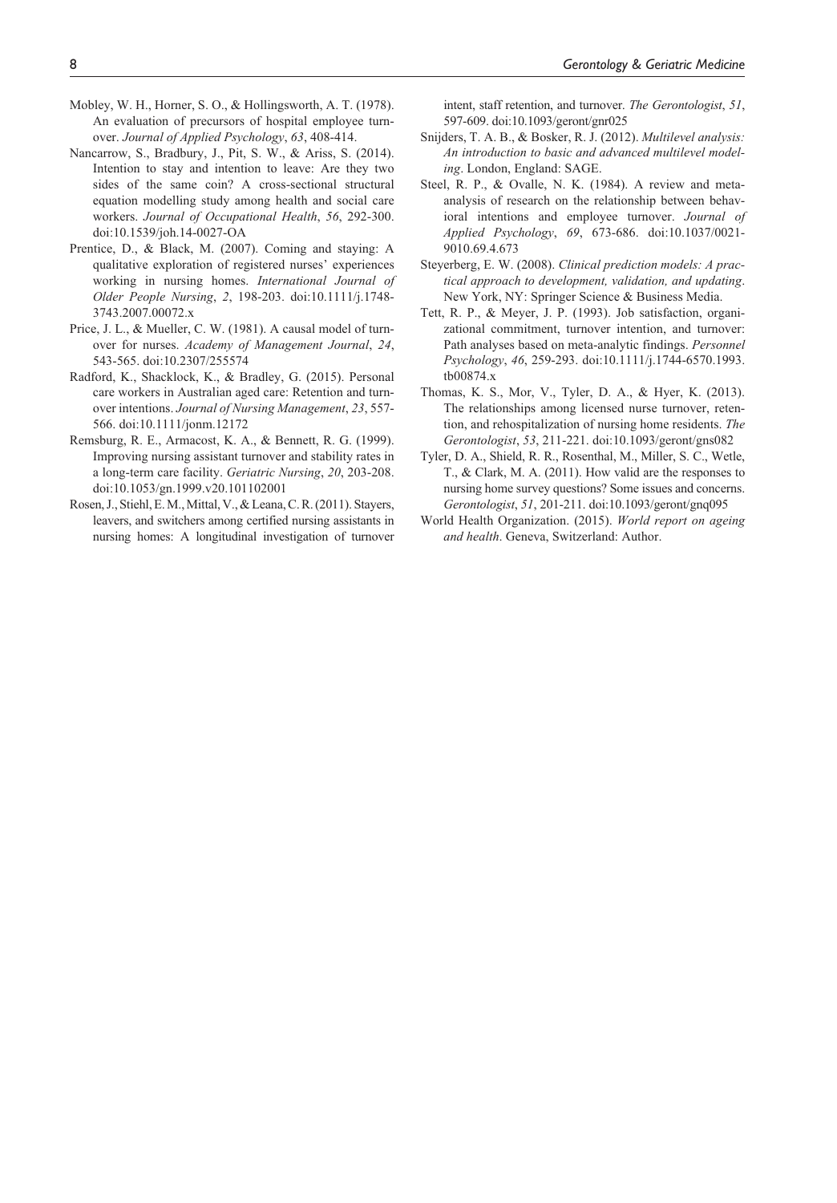Mobley, W. H., Horner, S. O., & Hollingsworth, A. T. (1978). An evaluation of precursors of hospital employee turnover. *Journal of Applied Psychology*, *63*, 408-414.

Nancarrow, S., Bradbury, J., Pit, S. W., & Ariss, S. (2014). Intention to stay and intention to leave: Are they two sides of the same coin? A cross-sectional structural equation modelling study among health and social care workers. *Journal of Occupational Health*, *56*, 292-300. doi:10.1539/joh.14-0027-OA

Prentice, D., & Black, M. (2007). Coming and staying: A qualitative exploration of registered nurses' experiences working in nursing homes. *International Journal of Older People Nursing*, *2*, 198-203. doi:10.1111/j.1748-3743.2007.00072.x

Price, J. L., & Mueller, C. W. (1981). A causal model of turnover for nurses. *Academy of Management Journal*, *24*, 543-565. doi:10.2307/255574

Radford, K., Shacklock, K., & Bradley, G. (2015). Personal care workers in Australian aged care: Retention and turnover intentions. *Journal of Nursing Management*, *23*, 557-566. doi:10.1111/jonm.12172

Remsburg, R. E., Armacost, K. A., & Bennett, R. G. (1999). Improving nursing assistant turnover and stability rates in a long-term care facility. *Geriatric Nursing*, *20*, 203-208. doi:10.1053/gn.1999.v20.101102001

Rosen, J., Stiehl, E. M., Mittal, V., & Leana, C. R. (2011). Stayers, leavers, and switchers among certified nursing assistants in nursing homes: A longitudinal investigation of turnover intent, staff retention, and turnover. *The Gerontologist*, *51*, 597-609. doi:10.1093/geront/gnr025

Snijders, T. A. B., & Bosker, R. J. (2012). *Multilevel analysis: An introduction to basic and advanced multilevel modeling*. London, England: SAGE.

Steel, R. P., & Ovalle, N. K. (1984). A review and meta-analysis of research on the relationship between behavioral intentions and employee turnover. *Journal of Applied Psychology*, *69*, 673-686. doi:10.1037/0021-9010.69.4.673

Steyerberg, E. W. (2008). *Clinical prediction models: A practical approach to development, validation, and updating*. New York, NY: Springer Science & Business Media.

Tett, R. P., & Meyer, J. P. (1993). Job satisfaction, organizational commitment, turnover intention, and turnover: Path analyses based on meta-analytic findings. *Personnel Psychology*, *46*, 259-293. doi:10.1111/j.1744-6570.1993.tb00874.x

Thomas, K. S., Mor, V., Tyler, D. A., & Hyer, K. (2013). The relationships among licensed nurse turnover, retention, and rehospitalization of nursing home residents. *The Gerontologist*, *53*, 211-221. doi:10.1093/geront/gns082

Tyler, D. A., Shield, R. R., Rosenthal, M., Miller, S. C., Wetle, T., & Clark, M. A. (2011). How valid are the responses to nursing home survey questions? Some issues and concerns. *Gerontologist*, *51*, 201-211. doi:10.1093/geront/gnq095

World Health Organization. (2015). *World report on ageing and health*. Geneva, Switzerland: Author.